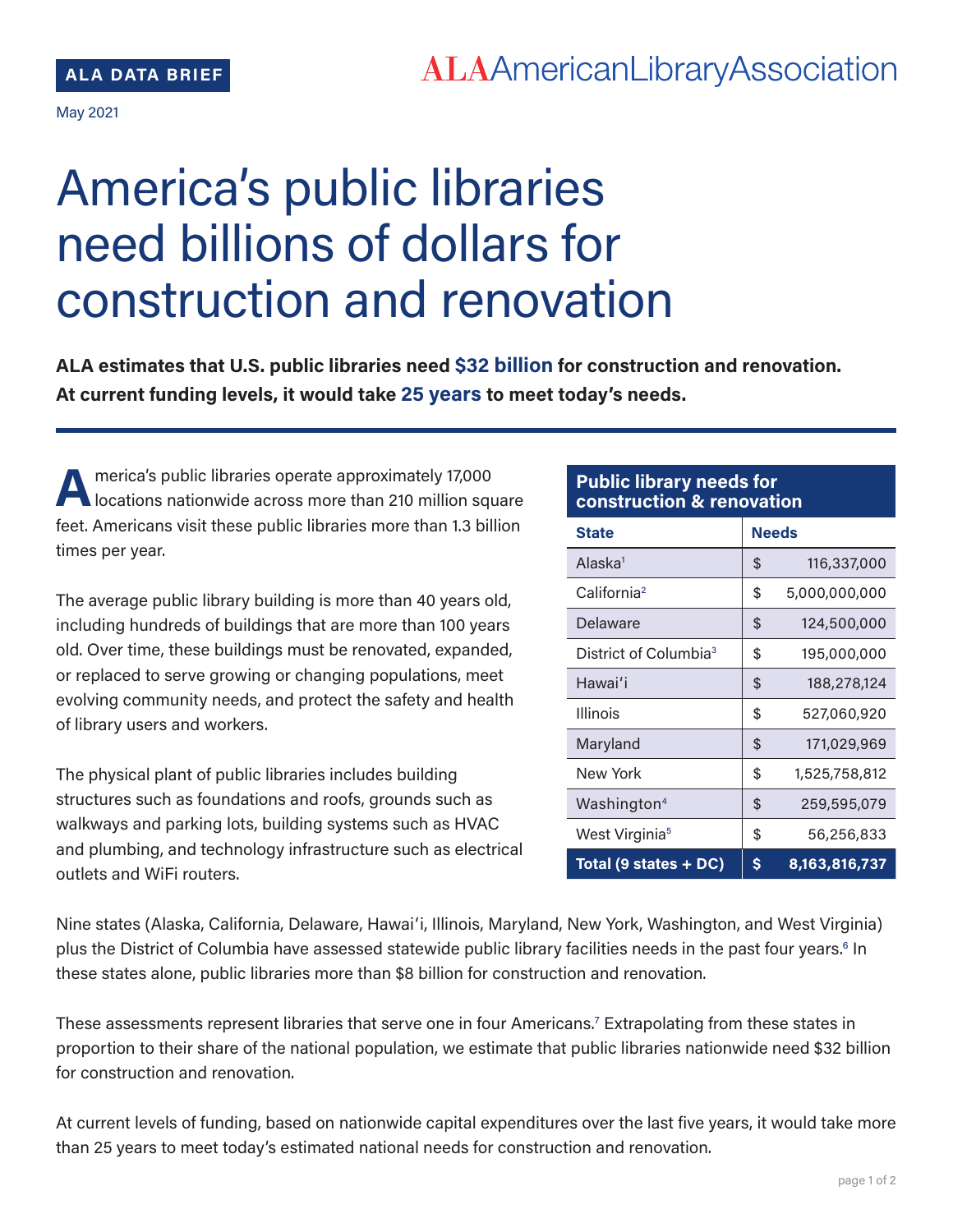ALA DATA BRIEF

ALA American Library Association

May 2021

# America's public libraries need billions of dollars for construction and renovation

**ALA estimates that U.S. public libraries need $32 billion for construction and renovation. At current funding levels, it would take 25 years to meet today's needs.**

America's public libraries operate approximately 17,000 locations nationwide across more than 210 million square feet. Americans visit these public libraries more than 1.3 billion times per year.

The average public library building is more than 40 years old, including hundreds of buildings that are more than 100 years old. Over time, these buildings must be renovated, expanded, or replaced to serve growing or changing populations, meet evolving community needs, and protect the safety and health of library users and workers.

The physical plant of public libraries includes building structures such as foundations and roofs, grounds such as walkways and parking lots, building systems such as HVAC and plumbing, and technology infrastructure such as electrical outlets and WiFi routers.

**Public library needs for construction & renovation**

| State | Needs | |
|---|---|---|
| Alaska[1] | $ | 116,337,000 |
| California[2] | $ | 5,000,000,000 |
| Delaware | $ | 124,500,000 |
| District of Columbia[3] | $ | 195,000,000 |
| Hawaiʻi | $ | 188,278,124 |
| Illinois | $ | 527,060,920 |
| Maryland | $ | 171,029,969 |
| New York | $ | 1,525,758,812 |
| Washington[4] | $ | 259,595,079 |
| West Virginia[5] | $ | 56,256,833 |
| **Total (9 states + DC)** | **$** | **8,163,816,737** |

Nine states (Alaska, California, Delaware, Hawaiʻi, Illinois, Maryland, New York, Washington, and West Virginia) plus the District of Columbia have assessed statewide public library facilities needs in the past four years.[6] In these states alone, public libraries more than $8 billion for construction and renovation.

These assessments represent libraries that serve one in four Americans.[7] Extrapolating from these states in proportion to their share of the national population, we estimate that public libraries nationwide need $32 billion for construction and renovation.

At current levels of funding, based on nationwide capital expenditures over the last five years, it would take more than 25 years to meet today's estimated national needs for construction and renovation.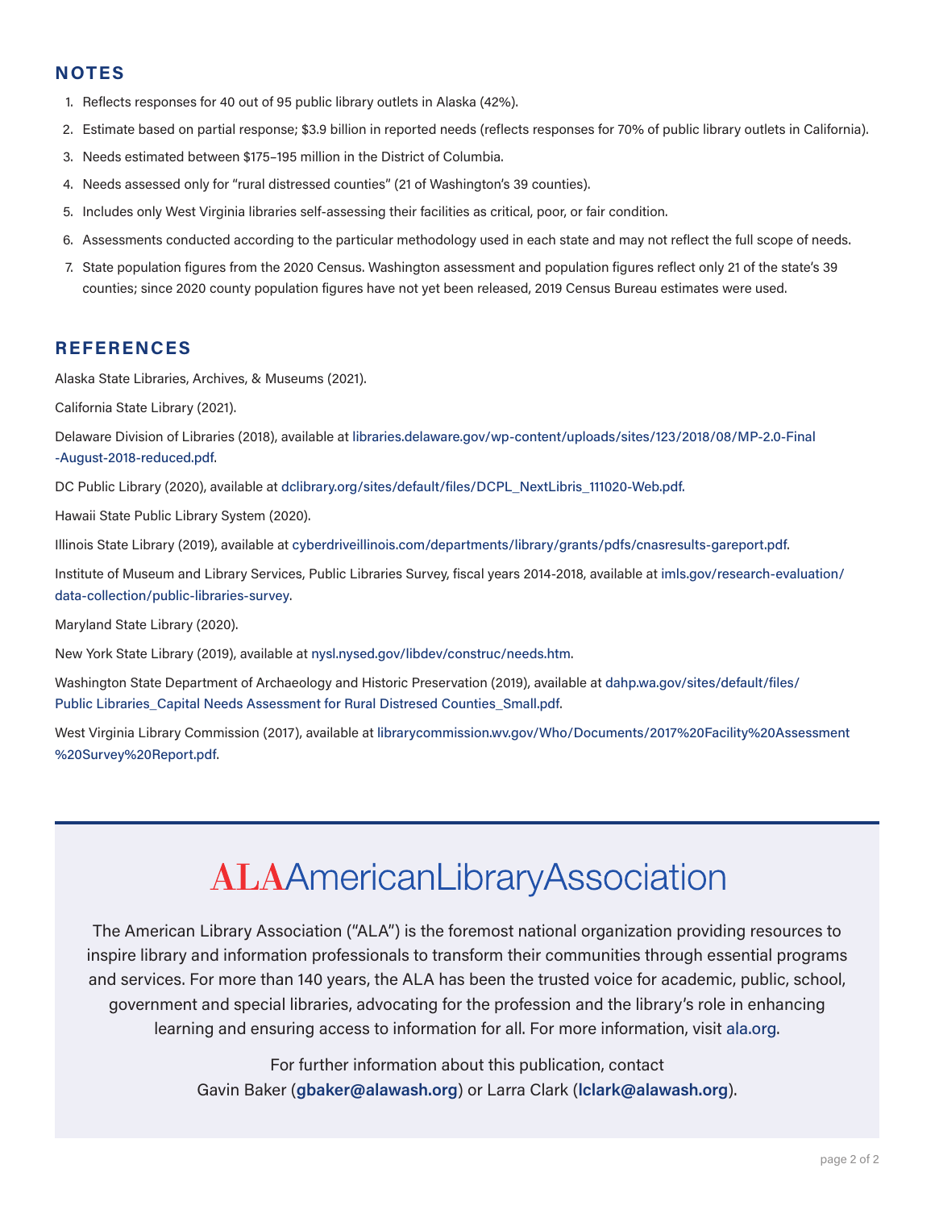## NOTES

1. Reflects responses for 40 out of 95 public library outlets in Alaska (42%).
2. Estimate based on partial response; $3.9 billion in reported needs (reflects responses for 70% of public library outlets in California).
3. Needs estimated between $175–195 million in the District of Columbia.
4. Needs assessed only for "rural distressed counties" (21 of Washington's 39 counties).
5. Includes only West Virginia libraries self-assessing their facilities as critical, poor, or fair condition.
6. Assessments conducted according to the particular methodology used in each state and may not reflect the full scope of needs.
7. State population figures from the 2020 Census. Washington assessment and population figures reflect only 21 of the state's 39 counties; since 2020 county population figures have not yet been released, 2019 Census Bureau estimates were used.

## REFERENCES

Alaska State Libraries, Archives, & Museums (2021).

California State Library (2021).

Delaware Division of Libraries (2018), available at libraries.delaware.gov/wp-content/uploads/sites/123/2018/08/MP-2.0-Final-August-2018-reduced.pdf.

DC Public Library (2020), available at dclibrary.org/sites/default/files/DCPL_NextLibris_111020-Web.pdf.

Hawaii State Public Library System (2020).

Illinois State Library (2019), available at cyberdriveillinois.com/departments/library/grants/pdfs/cnasresults-gareport.pdf.

Institute of Museum and Library Services, Public Libraries Survey, fiscal years 2014-2018, available at imls.gov/research-evaluation/data-collection/public-libraries-survey.

Maryland State Library (2020).

New York State Library (2019), available at nysl.nysed.gov/libdev/construc/needs.htm.

Washington State Department of Archaeology and Historic Preservation (2019), available at dahp.wa.gov/sites/default/files/Public Libraries_Capital Needs Assessment for Rural Distresed Counties_Small.pdf.

West Virginia Library Commission (2017), available at librarycommission.wv.gov/Who/Documents/2017%20Facility%20Assessment%20Survey%20Report.pdf.

---

# ALA American Library Association

The American Library Association ("ALA") is the foremost national organization providing resources to inspire library and information professionals to transform their communities through essential programs and services. For more than 140 years, the ALA has been the trusted voice for academic, public, school, government and special libraries, advocating for the profession and the library's role in enhancing learning and ensuring access to information for all. For more information, visit ala.org.

For further information about this publication, contact Gavin Baker (**gbaker@alawash.org**) or Larra Clark (**lclark@alawash.org**).